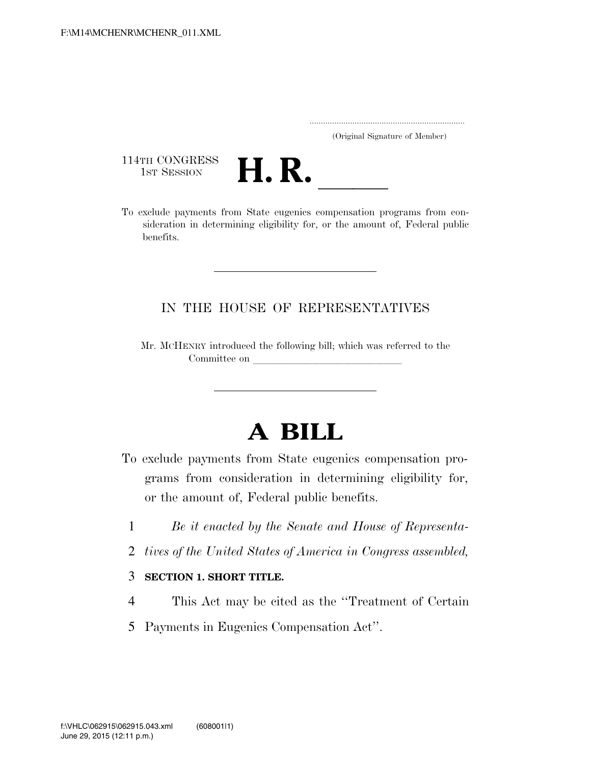(Original Signature of Member)

114TH CONGRESS
1ST SESSION

# H. R. \_\_\_\_\_

To exclude payments from State eugenics compensation programs from consideration in determining eligibility for, or the amount of, Federal public benefits.

IN THE HOUSE OF REPRESENTATIVES

Mr. MCHENRY introduced the following bill; which was referred to the Committee on \_\_\_\_\_\_\_\_\_\_\_\_\_\_\_\_\_\_\_\_\_\_\_\_\_\_\_\_\_\_

# A BILL

To exclude payments from State eugenics compensation programs from consideration in determining eligibility for, or the amount of, Federal public benefits.

1 *Be it enacted by the Senate and House of Representa-*
2 *tives of the United States of America in Congress assembled,*

3 **SECTION 1. SHORT TITLE.**

4 This Act may be cited as the ''Treatment of Certain
5 Payments in Eugenics Compensation Act''.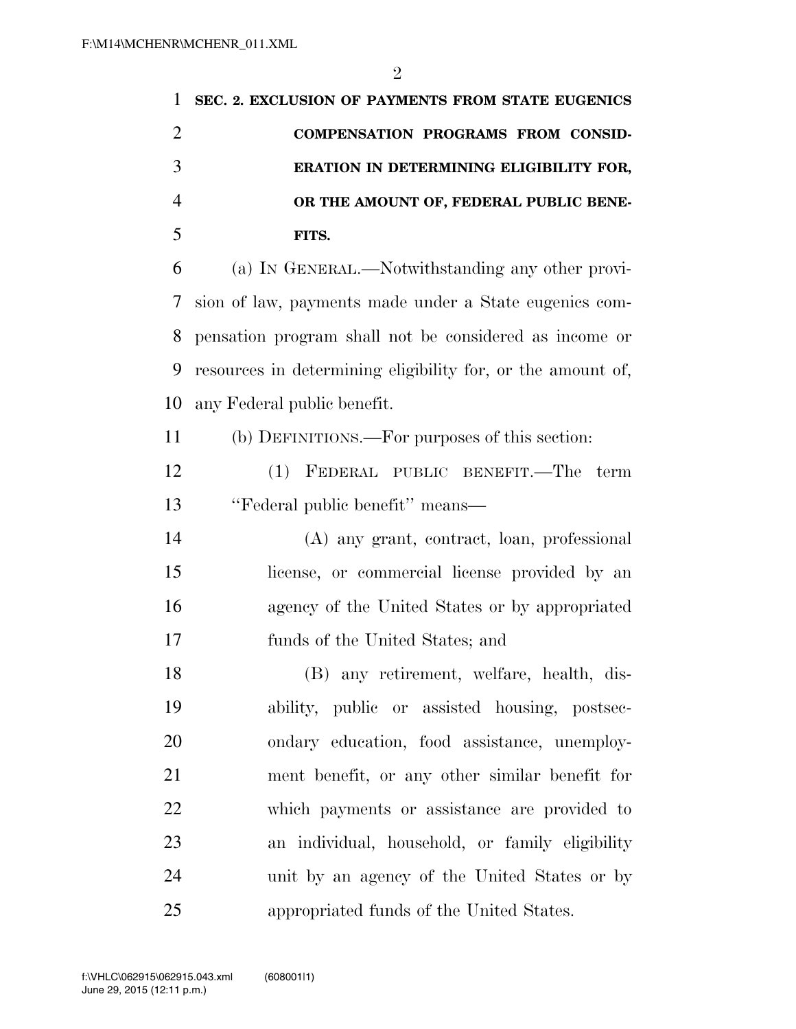**SEC. 2. EXCLUSION OF PAYMENTS FROM STATE EUGENICS COMPENSATION PROGRAMS FROM CONSIDERATION IN DETERMINING ELIGIBILITY FOR, OR THE AMOUNT OF, FEDERAL PUBLIC BENEFITS.**

(a) IN GENERAL.—Notwithstanding any other provision of law, payments made under a State eugenics compensation program shall not be considered as income or resources in determining eligibility for, or the amount of, any Federal public benefit.

(b) DEFINITIONS.—For purposes of this section:

(1) FEDERAL PUBLIC BENEFIT.—The term "Federal public benefit" means—

(A) any grant, contract, loan, professional license, or commercial license provided by an agency of the United States or by appropriated funds of the United States; and

(B) any retirement, welfare, health, disability, public or assisted housing, postsecondary education, food assistance, unemployment benefit, or any other similar benefit for which payments or assistance are provided to an individual, household, or family eligibility unit by an agency of the United States or by appropriated funds of the United States.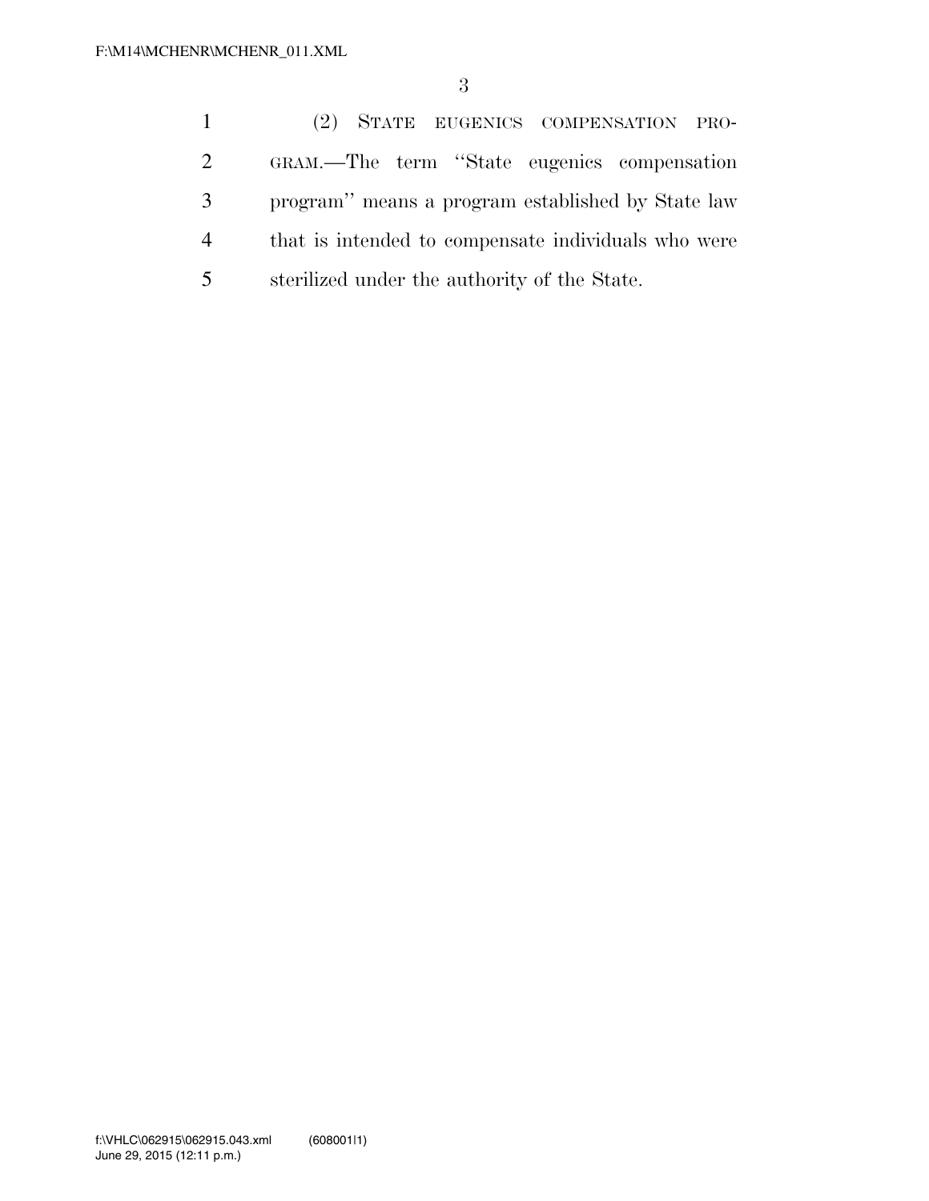(2) STATE EUGENICS COMPENSATION PROGRAM.—The term "State eugenics compensation program" means a program established by State law that is intended to compensate individuals who were sterilized under the authority of the State.